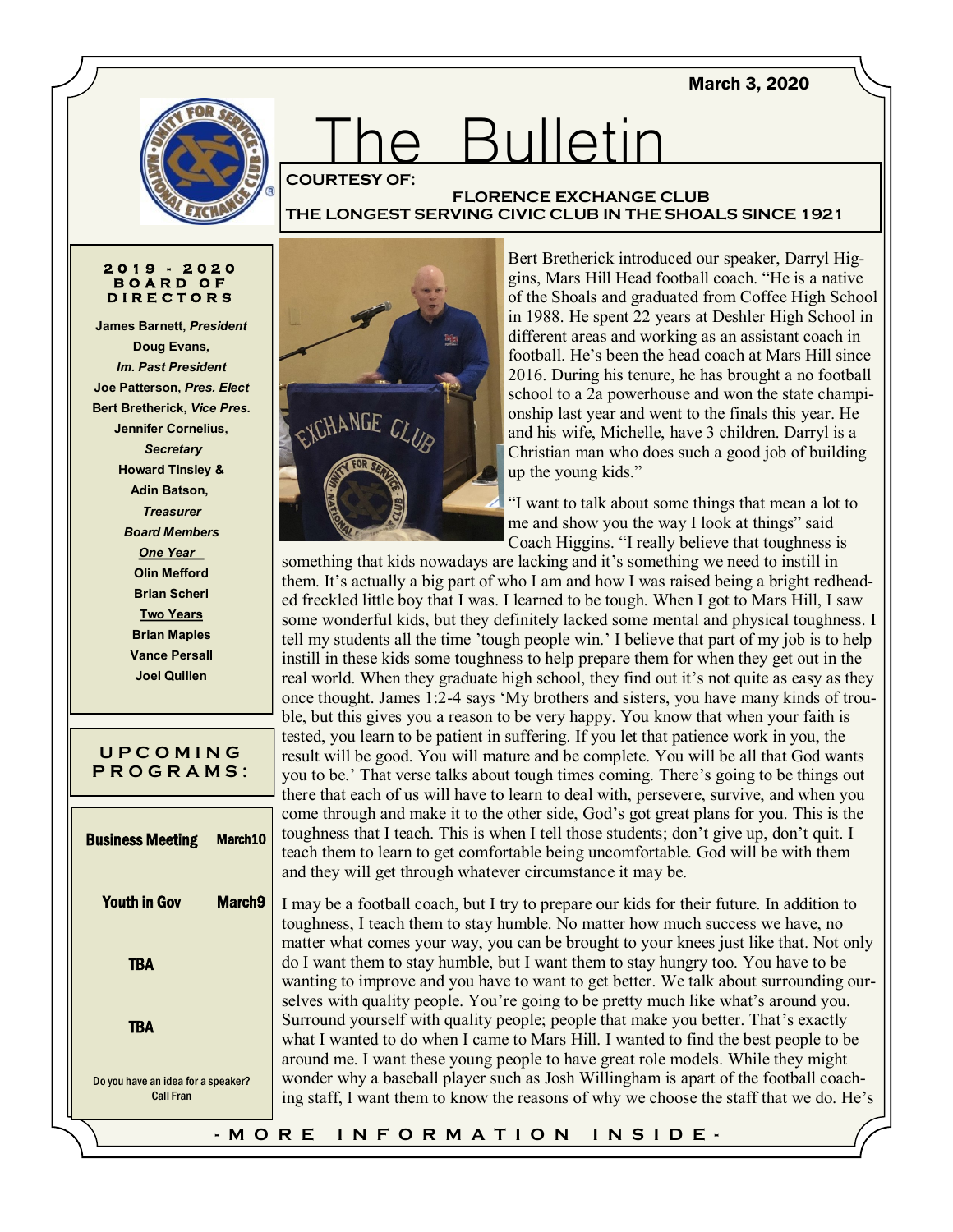March 3, 2020

# The Bulletin

**COURTESY OF:**
**FLORENCE EXCHANGE CLUB**
**THE LONGEST SERVING CIVIC CLUB IN THE SHOALS SINCE 1921**

### 2019 - 2020 BOARD OF DIRECTORS

**James Barnett,** ***President***
**Doug Evans,**
***Im. Past President***
**Joe Patterson,** ***Pres. Elect***
**Bert Bretherick,** ***Vice Pres.***
**Jennifer Cornelius,**
***Secretary***
**Howard Tinsley &**
**Adin Batson,**
***Treasurer***
***Board Members***
***One Year***
**Olin Mefford**
**Brian Scheri**
**Two Years**
**Brian Maples**
**Vance Persall**
**Joel Quillen**

### UPCOMING PROGRAMS:

| | |
|---|---|
| **Business Meeting** | **March10** |
| **Youth in Gov** | **March9** |
| **TBA** | |
| **TBA** | |

Do you have an idea for a speaker? Call Fran

Bert Bretherick introduced our speaker, Darryl Higgins, Mars Hill Head football coach. "He is a native of the Shoals and graduated from Coffee High School in 1988. He spent 22 years at Deshler High School in different areas and working as an assistant coach in football. He's been the head coach at Mars Hill since 2016. During his tenure, he has brought a no football school to a 2a powerhouse and won the state championship last year and went to the finals this year. He and his wife, Michelle, have 3 children. Darryl is a Christian man who does such a good job of building up the young kids."

"I want to talk about some things that mean a lot to me and show you the way I look at things" said Coach Higgins. "I really believe that toughness is something that kids nowadays are lacking and it's something we need to instill in them. It's actually a big part of who I am and how I was raised being a bright redheaded freckled little boy that I was. I learned to be tough. When I got to Mars Hill, I saw some wonderful kids, but they definitely lacked some mental and physical toughness. I tell my students all the time 'tough people win.' I believe that part of my job is to help instill in these kids some toughness to help prepare them for when they get out in the real world. When they graduate high school, they find out it's not quite as easy as they once thought. James 1:2-4 says 'My brothers and sisters, you have many kinds of trouble, but this gives you a reason to be very happy. You know that when your faith is tested, you learn to be patient in suffering. If you let that patience work in you, the result will be good. You will mature and be complete. You will be all that God wants you to be.' That verse talks about tough times coming. There's going to be things out there that each of us will have to learn to deal with, persevere, survive, and when you come through and make it to the other side, God's got great plans for you. This is the toughness that I teach. This is when I tell those students; don't give up, don't quit. I teach them to learn to get comfortable being uncomfortable. God will be with them and they will get through whatever circumstance it may be.

I may be a football coach, but I try to prepare our kids for their future. In addition to toughness, I teach them to stay humble. No matter how much success we have, no matter what comes your way, you can be brought to your knees just like that. Not only do I want them to stay humble, but I want them to stay hungry too. You have to be wanting to improve and you have to want to get better. We talk about surrounding ourselves with quality people. You're going to be pretty much like what's around you. Surround yourself with quality people; people that make you better. That's exactly what I wanted to do when I came to Mars Hill. I wanted to find the best people to be around me. I want these young people to have great role models. While they might wonder why a baseball player such as Josh Willingham is apart of the football coaching staff, I want them to know the reasons of why we choose the staff that we do. He's

- MORE INFORMATION INSIDE -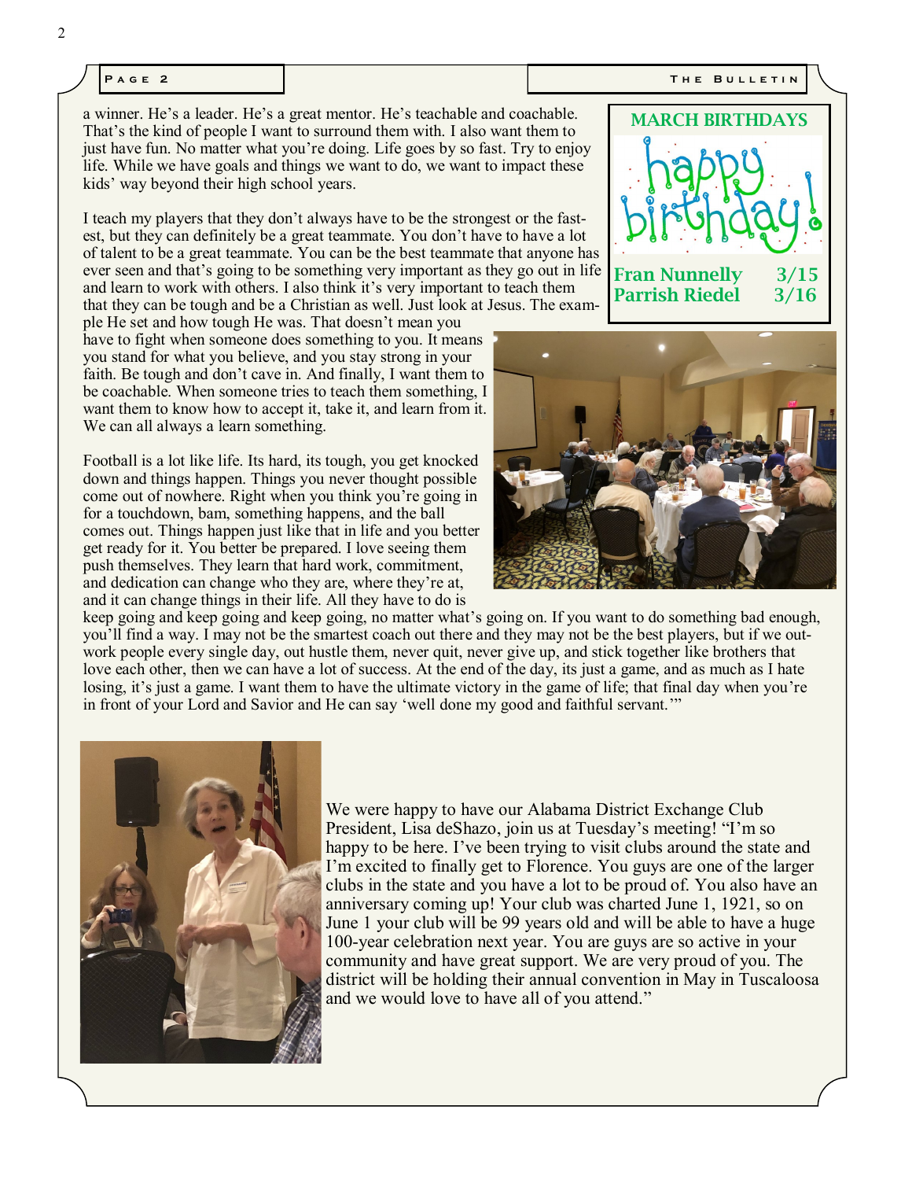a winner. He's a leader. He's a great mentor. He's teachable and coachable. That's the kind of people I want to surround them with. I also want them to just have fun. No matter what you're doing. Life goes by so fast. Try to enjoy life. While we have goals and things we want to do, we want to impact these kids' way beyond their high school years.

I teach my players that they don't always have to be the strongest or the fastest, but they can definitely be a great teammate. You don't have to have a lot of talent to be a great teammate. You can be the best teammate that anyone has ever seen and that's going to be something very important as they go out in life and learn to work with others. I also think it's very important to teach them that they can be tough and be a Christian as well. Just look at Jesus. The example He set and how tough He was. That doesn't mean you have to fight when someone does something to you. It means you stand for what you believe, and you stay strong in your faith. Be tough and don't cave in. And finally, I want them to be coachable. When someone tries to teach them something, I want them to know how to accept it, take it, and learn from it. We can all always a learn something.

Football is a lot like life. Its hard, its tough, you get knocked down and things happen. Things you never thought possible come out of nowhere. Right when you think you're going in for a touchdown, bam, something happens, and the ball comes out. Things happen just like that in life and you better get ready for it. You better be prepared. I love seeing them push themselves. They learn that hard work, commitment, and dedication can change who they are, where they're at, and it can change things in their life. All they have to do is keep going and keep going and keep going, no matter what's going on. If you want to do something bad enough, you'll find a way. I may not be the smartest coach out there and they may not be the best players, but if we outwork people every single day, out hustle them, never quit, never give up, and stick together like brothers that love each other, then we can have a lot of success. At the end of the day, its just a game, and as much as I hate losing, it's just a game. I want them to have the ultimate victory in the game of life; that final day when you're in front of your Lord and Savior and He can say 'well done my good and faithful servant.'"

## MARCH BIRTHDAYS

happy birthday!

**Fran Nunnelly 3/15**
**Parrish Riedel 3/16**

We were happy to have our Alabama District Exchange Club President, Lisa deShazo, join us at Tuesday's meeting! "I'm so happy to be here. I've been trying to visit clubs around the state and I'm excited to finally get to Florence. You guys are one of the larger clubs in the state and you have a lot to be proud of. You also have an anniversary coming up! Your club was charted June 1, 1921, so on June 1 your club will be 99 years old and will be able to have a huge 100-year celebration next year. You are guys are so active in your community and have great support. We are very proud of you. The district will be holding their annual convention in May in Tuscaloosa and we would love to have all of you attend."